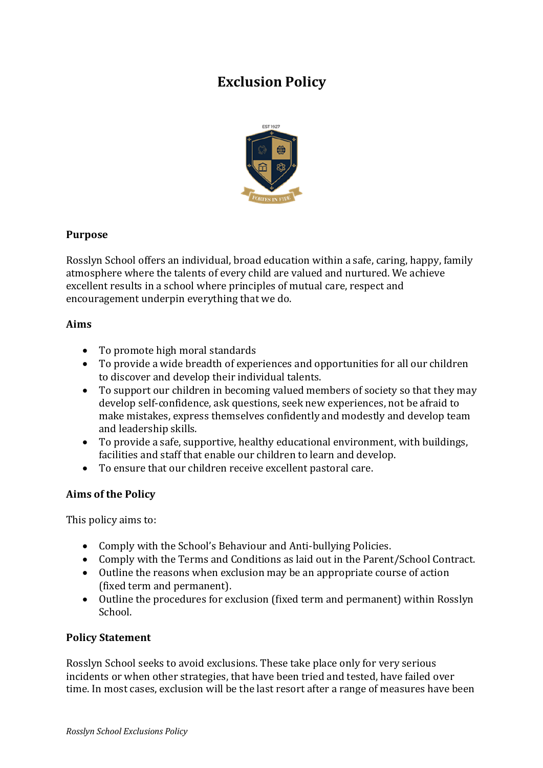# Exclusion Policy

## Purpose

Rosslyn School offers an individual, broad education within a safe, caring, happy, family atmosphere where the talents of every child are valued and nurtured. We achieve excellent results in a school where principles of mutual care, respect and encouragement underpin everything that we do.

## Aims

- To promote high moral standards
- To provide a wide breadth of experiences and opportunities for all our children to discover and develop their individual talents.
- To support our children in becoming valued members of society so that they may develop self-confidence, ask questions, seek new experiences, not be afraid to make mistakes, express themselves confidently and modestly and develop team and leadership skills.
- To provide a safe, supportive, healthy educational environment, with buildings, facilities and staff that enable our children to learn and develop.
- To ensure that our children receive excellent pastoral care.

## Aims of the Policy

This policy aims to:

- Comply with the School's Behaviour and Anti-bullying Policies.
- Comply with the Terms and Conditions as laid out in the Parent/School Contract.
- Outline the reasons when exclusion may be an appropriate course of action (fixed term and permanent).
- Outline the procedures for exclusion (fixed term and permanent) within Rosslyn School.

## Policy Statement

Rosslyn School seeks to avoid exclusions. These take place only for very serious incidents or when other strategies, that have been tried and tested, have failed over time. In most cases, exclusion will be the last resort after a range of measures have been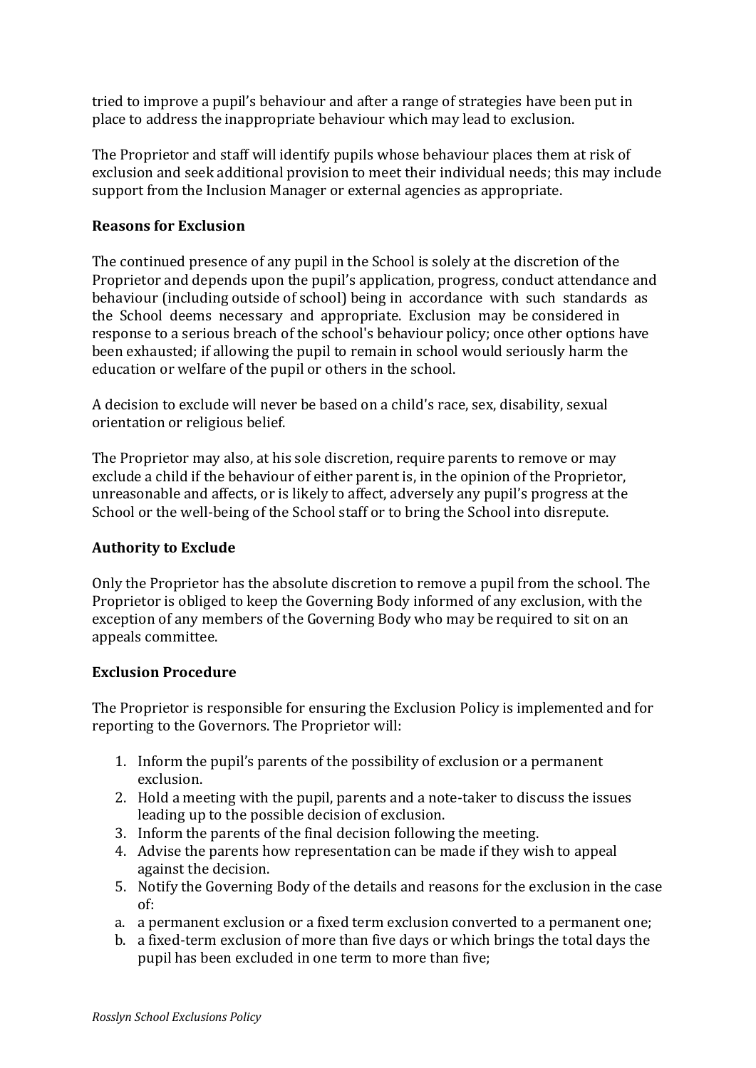tried to improve a pupil's behaviour and after a range of strategies have been put in place to address the inappropriate behaviour which may lead to exclusion.

The Proprietor and staff will identify pupils whose behaviour places them at risk of exclusion and seek additional provision to meet their individual needs; this may include support from the Inclusion Manager or external agencies as appropriate.

**Reasons for Exclusion**

The continued presence of any pupil in the School is solely at the discretion of the Proprietor and depends upon the pupil's application, progress, conduct attendance and behaviour (including outside of school) being in accordance with such standards as the School deems necessary and appropriate. Exclusion may be considered in response to a serious breach of the school's behaviour policy; once other options have been exhausted; if allowing the pupil to remain in school would seriously harm the education or welfare of the pupil or others in the school.

A decision to exclude will never be based on a child's race, sex, disability, sexual orientation or religious belief.

The Proprietor may also, at his sole discretion, require parents to remove or may exclude a child if the behaviour of either parent is, in the opinion of the Proprietor, unreasonable and affects, or is likely to affect, adversely any pupil's progress at the School or the well-being of the School staff or to bring the School into disrepute.

**Authority to Exclude**

Only the Proprietor has the absolute discretion to remove a pupil from the school. The Proprietor is obliged to keep the Governing Body informed of any exclusion, with the exception of any members of the Governing Body who may be required to sit on an appeals committee.

**Exclusion Procedure**

The Proprietor is responsible for ensuring the Exclusion Policy is implemented and for reporting to the Governors. The Proprietor will:

1. Inform the pupil's parents of the possibility of exclusion or a permanent exclusion.
2. Hold a meeting with the pupil, parents and a note-taker to discuss the issues leading up to the possible decision of exclusion.
3. Inform the parents of the final decision following the meeting.
4. Advise the parents how representation can be made if they wish to appeal against the decision.
5. Notify the Governing Body of the details and reasons for the exclusion in the case of:

a. a permanent exclusion or a fixed term exclusion converted to a permanent one;

b. a fixed-term exclusion of more than five days or which brings the total days the pupil has been excluded in one term to more than five;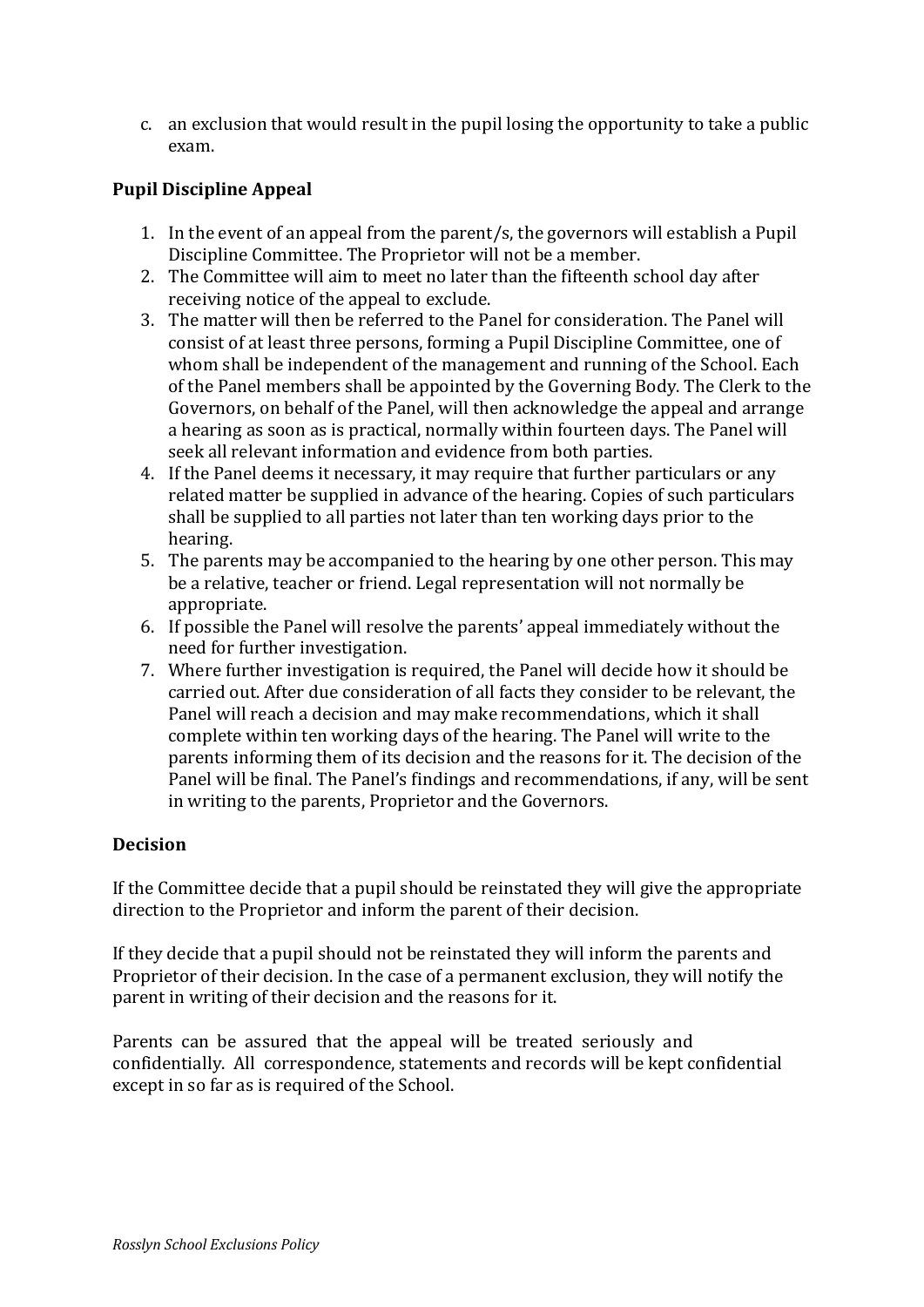c. an exclusion that would result in the pupil losing the opportunity to take a public exam.

**Pupil Discipline Appeal**

1. In the event of an appeal from the parent/s, the governors will establish a Pupil Discipline Committee. The Proprietor will not be a member.
2. The Committee will aim to meet no later than the fifteenth school day after receiving notice of the appeal to exclude.
3. The matter will then be referred to the Panel for consideration. The Panel will consist of at least three persons, forming a Pupil Discipline Committee, one of whom shall be independent of the management and running of the School. Each of the Panel members shall be appointed by the Governing Body. The Clerk to the Governors, on behalf of the Panel, will then acknowledge the appeal and arrange a hearing as soon as is practical, normally within fourteen days. The Panel will seek all relevant information and evidence from both parties.
4. If the Panel deems it necessary, it may require that further particulars or any related matter be supplied in advance of the hearing. Copies of such particulars shall be supplied to all parties not later than ten working days prior to the hearing.
5. The parents may be accompanied to the hearing by one other person. This may be a relative, teacher or friend. Legal representation will not normally be appropriate.
6. If possible the Panel will resolve the parents' appeal immediately without the need for further investigation.
7. Where further investigation is required, the Panel will decide how it should be carried out. After due consideration of all facts they consider to be relevant, the Panel will reach a decision and may make recommendations, which it shall complete within ten working days of the hearing. The Panel will write to the parents informing them of its decision and the reasons for it. The decision of the Panel will be final. The Panel's findings and recommendations, if any, will be sent in writing to the parents, Proprietor and the Governors.

**Decision**

If the Committee decide that a pupil should be reinstated they will give the appropriate direction to the Proprietor and inform the parent of their decision.

If they decide that a pupil should not be reinstated they will inform the parents and Proprietor of their decision. In the case of a permanent exclusion, they will notify the parent in writing of their decision and the reasons for it.

Parents can be assured that the appeal will be treated seriously and confidentially. All correspondence, statements and records will be kept confidential except in so far as is required of the School.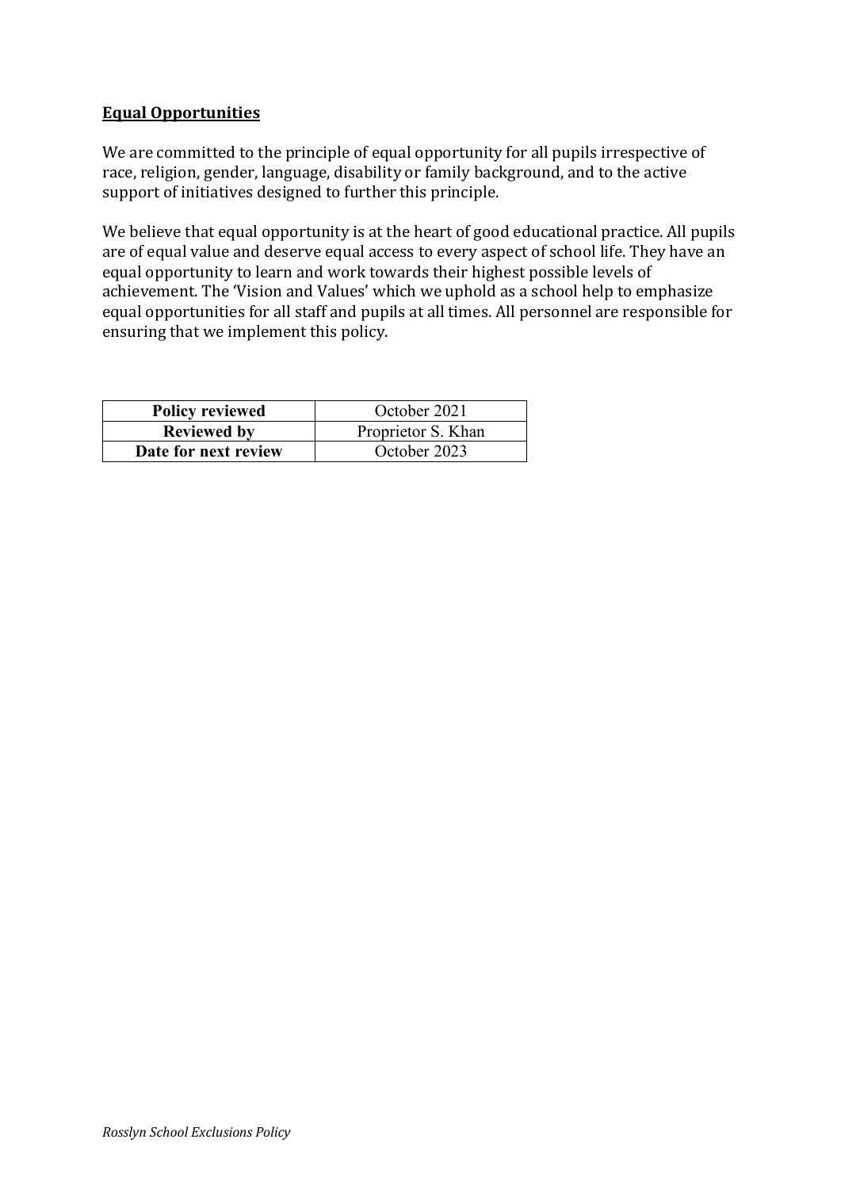**Equal Opportunities**

We are committed to the principle of equal opportunity for all pupils irrespective of race, religion, gender, language, disability or family background, and to the active support of initiatives designed to further this principle.

We believe that equal opportunity is at the heart of good educational practice. All pupils are of equal value and deserve equal access to every aspect of school life. They have an equal opportunity to learn and work towards their highest possible levels of achievement. The 'Vision and Values' which we uphold as a school help to emphasize equal opportunities for all staff and pupils at all times. All personnel are responsible for ensuring that we implement this policy.

| | |
|---|---|
| **Policy reviewed** | October 2021 |
| **Reviewed by** | Proprietor S. Khan |
| **Date for next review** | October 2023 |